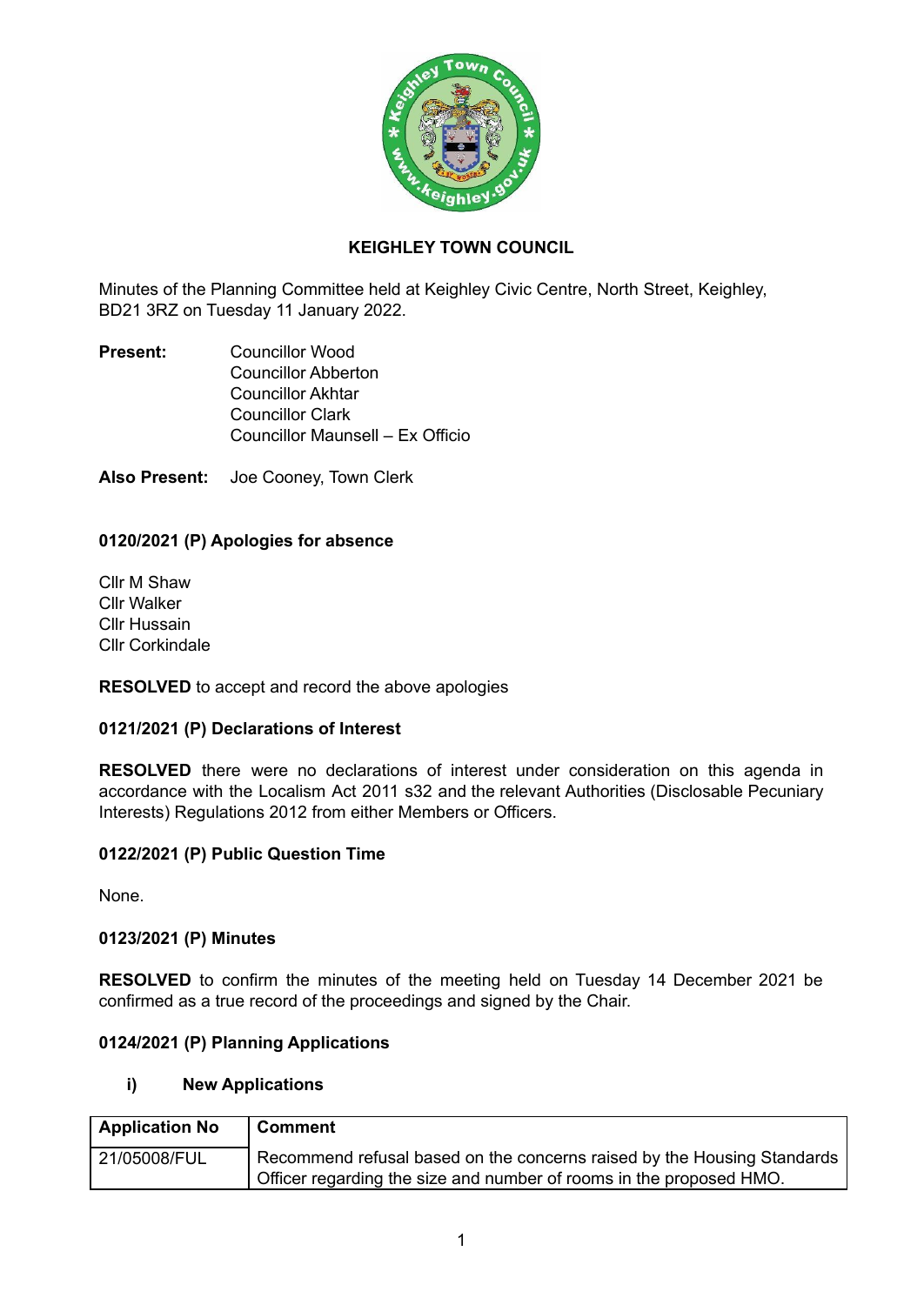# KEIGHLEY TOWN COUNCIL

Minutes of the Planning Committee held at Keighley Civic Centre, North Street, Keighley, BD21 3RZ on Tuesday 11 January 2022.

**Present:** Councillor Wood
Councillor Abberton
Councillor Akhtar
Councillor Clark
Councillor Maunsell – Ex Officio

**Also Present:** Joe Cooney, Town Clerk

### 0120/2021 (P) Apologies for absence

Cllr M Shaw
Cllr Walker
Cllr Hussain
Cllr Corkindale

**RESOLVED** to accept and record the above apologies

### 0121/2021 (P) Declarations of Interest

**RESOLVED** there were no declarations of interest under consideration on this agenda in accordance with the Localism Act 2011 s32 and the relevant Authorities (Disclosable Pecuniary Interests) Regulations 2012 from either Members or Officers.

### 0122/2021 (P) Public Question Time

None.

### 0123/2021 (P) Minutes

**RESOLVED** to confirm the minutes of the meeting held on Tuesday 14 December 2021 be confirmed as a true record of the proceedings and signed by the Chair.

### 0124/2021 (P) Planning Applications

**i) New Applications**

| Application No | Comment |
|---|---|
| 21/05008/FUL | Recommend refusal based on the concerns raised by the Housing Standards Officer regarding the size and number of rooms in the proposed HMO. |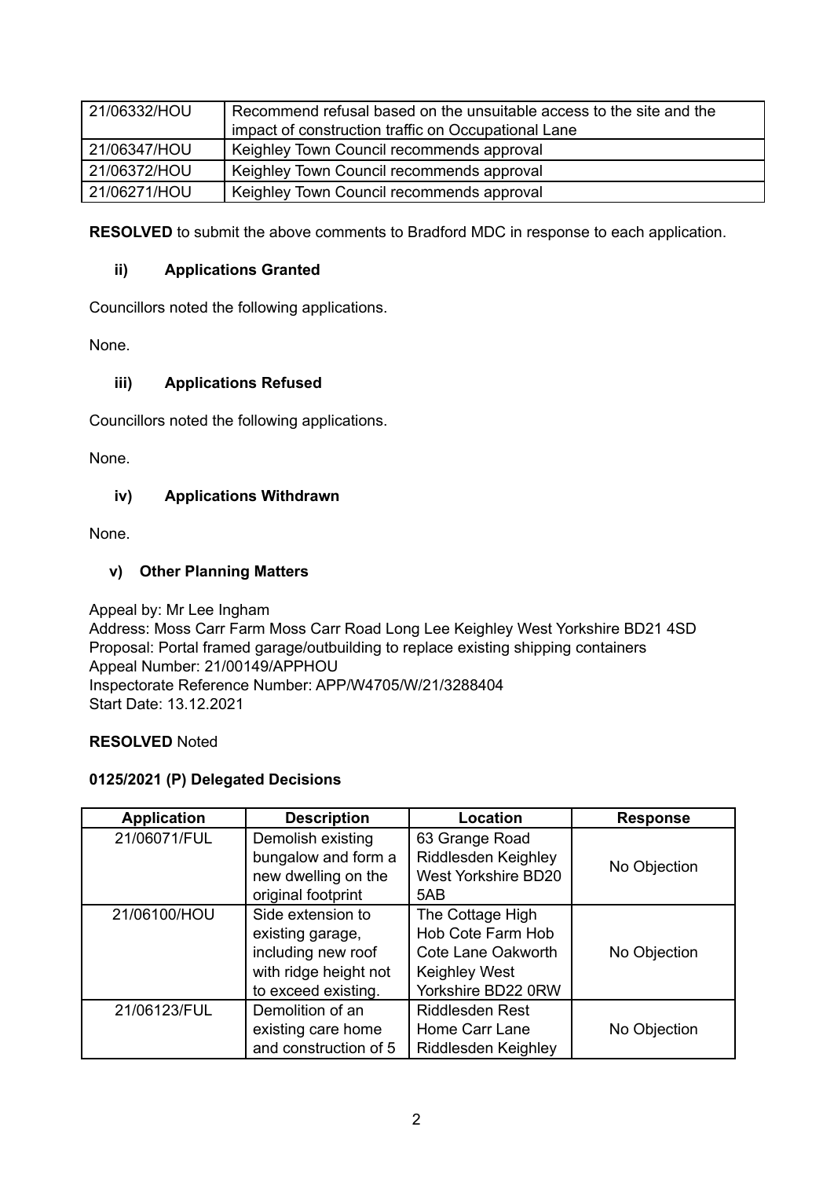| | |
|---|---|
| 21/06332/HOU | Recommend refusal based on the unsuitable access to the site and the impact of construction traffic on Occupational Lane |
| 21/06347/HOU | Keighley Town Council recommends approval |
| 21/06372/HOU | Keighley Town Council recommends approval |
| 21/06271/HOU | Keighley Town Council recommends approval |

**RESOLVED** to submit the above comments to Bradford MDC in response to each application.

### ii) Applications Granted

Councillors noted the following applications.

None.

### iii) Applications Refused

Councillors noted the following applications.

None.

### iv) Applications Withdrawn

None.

### v) Other Planning Matters

Appeal by: Mr Lee Ingham
Address: Moss Carr Farm Moss Carr Road Long Lee Keighley West Yorkshire BD21 4SD
Proposal: Portal framed garage/outbuilding to replace existing shipping containers
Appeal Number: 21/00149/APPHOU
Inspectorate Reference Number: APP/W4705/W/21/3288404
Start Date: 13.12.2021

**RESOLVED** Noted

**0125/2021 (P) Delegated Decisions**

| Application | Description | Location | Response |
|---|---|---|---|
| 21/06071/FUL | Demolish existing bungalow and form a new dwelling on the original footprint | 63 Grange Road Riddlesden Keighley West Yorkshire BD20 5AB | No Objection |
| 21/06100/HOU | Side extension to existing garage, including new roof with ridge height not to exceed existing. | The Cottage High Hob Cote Farm Hob Cote Lane Oakworth Keighley West Yorkshire BD22 0RW | No Objection |
| 21/06123/FUL | Demolition of an existing care home and construction of 5 | Riddlesden Rest Home Carr Lane Riddlesden Keighley | No Objection |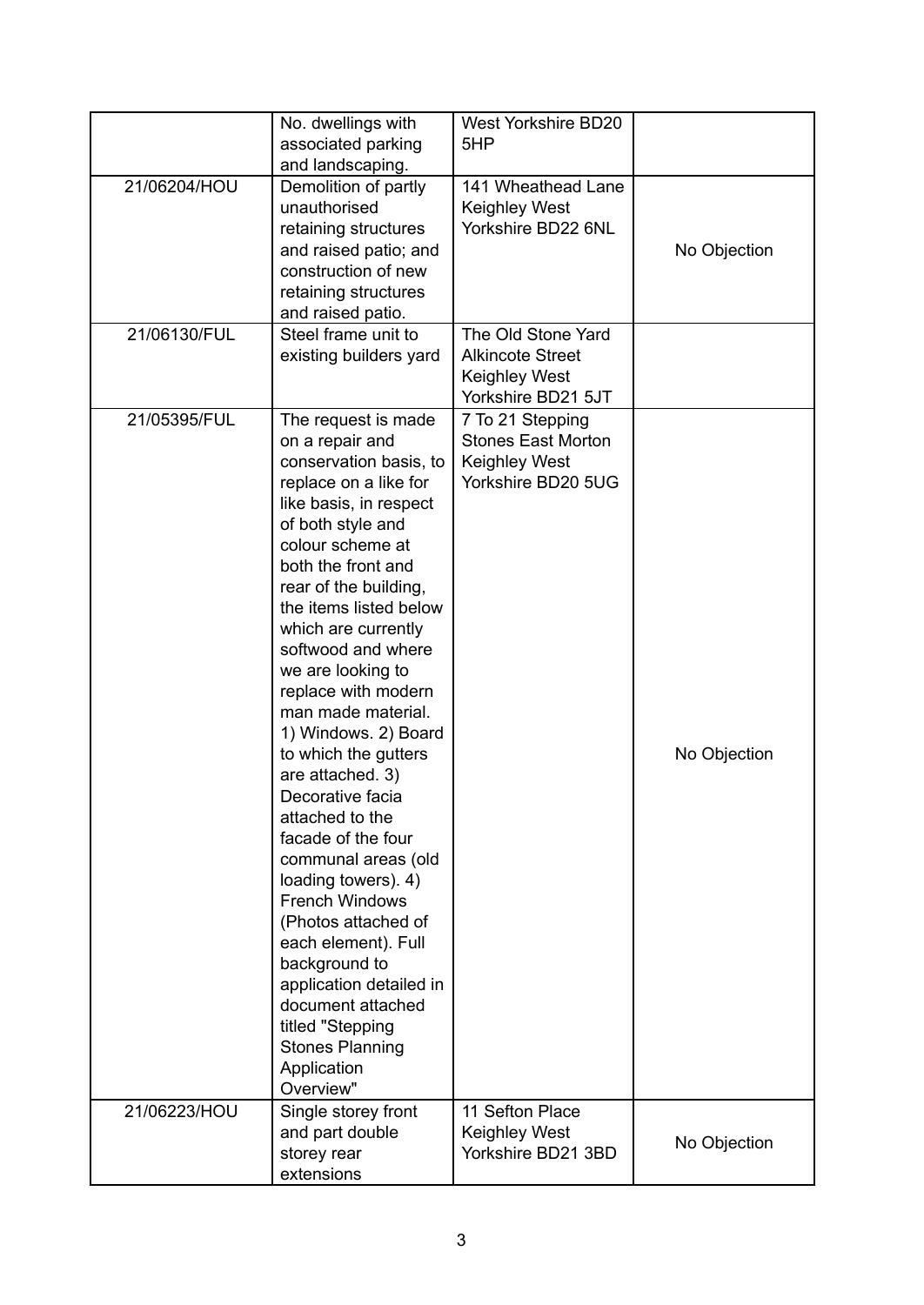| | | | |
|---|---|---|---|
| | No. dwellings with associated parking and landscaping. | West Yorkshire BD20 5HP | |
| 21/06204/HOU | Demolition of partly unauthorised retaining structures and raised patio; and construction of new retaining structures and raised patio. | 141 Wheathead Lane Keighley West Yorkshire BD22 6NL | No Objection |
| 21/06130/FUL | Steel frame unit to existing builders yard | The Old Stone Yard Alkincote Street Keighley West Yorkshire BD21 5JT | |
| 21/05395/FUL | The request is made on a repair and conservation basis, to replace on a like for like basis, in respect of both style and colour scheme at both the front and rear of the building, the items listed below which are currently softwood and where we are looking to replace with modern man made material. 1) Windows. 2) Board to which the gutters are attached. 3) Decorative facia attached to the facade of the four communal areas (old loading towers). 4) French Windows (Photos attached of each element). Full background to application detailed in document attached titled "Stepping Stones Planning Application Overview" | 7 To 21 Stepping Stones East Morton Keighley West Yorkshire BD20 5UG | No Objection |
| 21/06223/HOU | Single storey front and part double storey rear extensions | 11 Sefton Place Keighley West Yorkshire BD21 3BD | No Objection |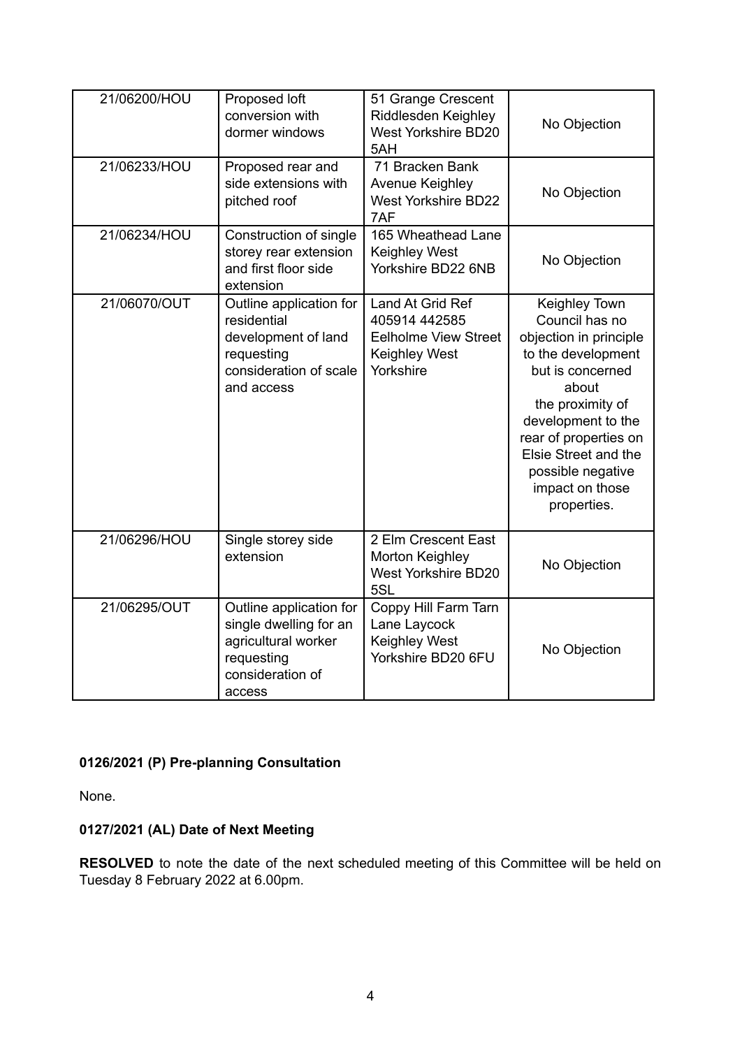| 21/06200/HOU | Proposed loft conversion with dormer windows | 51 Grange Crescent Riddlesden Keighley West Yorkshire BD20 5AH | No Objection |
|---|---|---|---|
| 21/06233/HOU | Proposed rear and side extensions with pitched roof | 71 Bracken Bank Avenue Keighley West Yorkshire BD22 7AF | No Objection |
| 21/06234/HOU | Construction of single storey rear extension and first floor side extension | 165 Wheathead Lane Keighley West Yorkshire BD22 6NB | No Objection |
| 21/06070/OUT | Outline application for residential development of land requesting consideration of scale and access | Land At Grid Ref 405914 442585 Eelholme View Street Keighley West Yorkshire | Keighley Town Council has no objection in principle to the development but is concerned about the proximity of development to the rear of properties on Elsie Street and the possible negative impact on those properties. |
| 21/06296/HOU | Single storey side extension | 2 Elm Crescent East Morton Keighley West Yorkshire BD20 5SL | No Objection |
| 21/06295/OUT | Outline application for single dwelling for an agricultural worker requesting consideration of access | Coppy Hill Farm Tarn Lane Laycock Keighley West Yorkshire BD20 6FU | No Objection |

**0126/2021 (P) Pre-planning Consultation**

None.

**0127/2021 (AL) Date of Next Meeting**

**RESOLVED** to note the date of the next scheduled meeting of this Committee will be held on Tuesday 8 February 2022 at 6.00pm.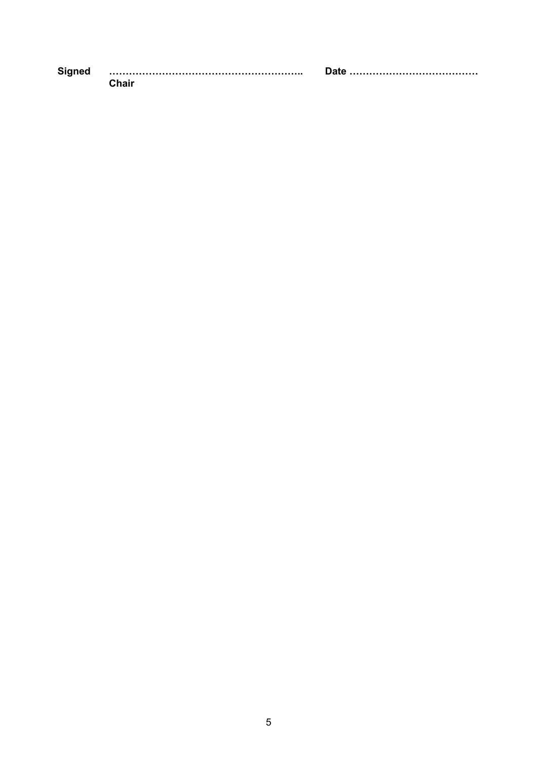**Signed** ………………………………………………….. **Date** …………………………………
**Chair**